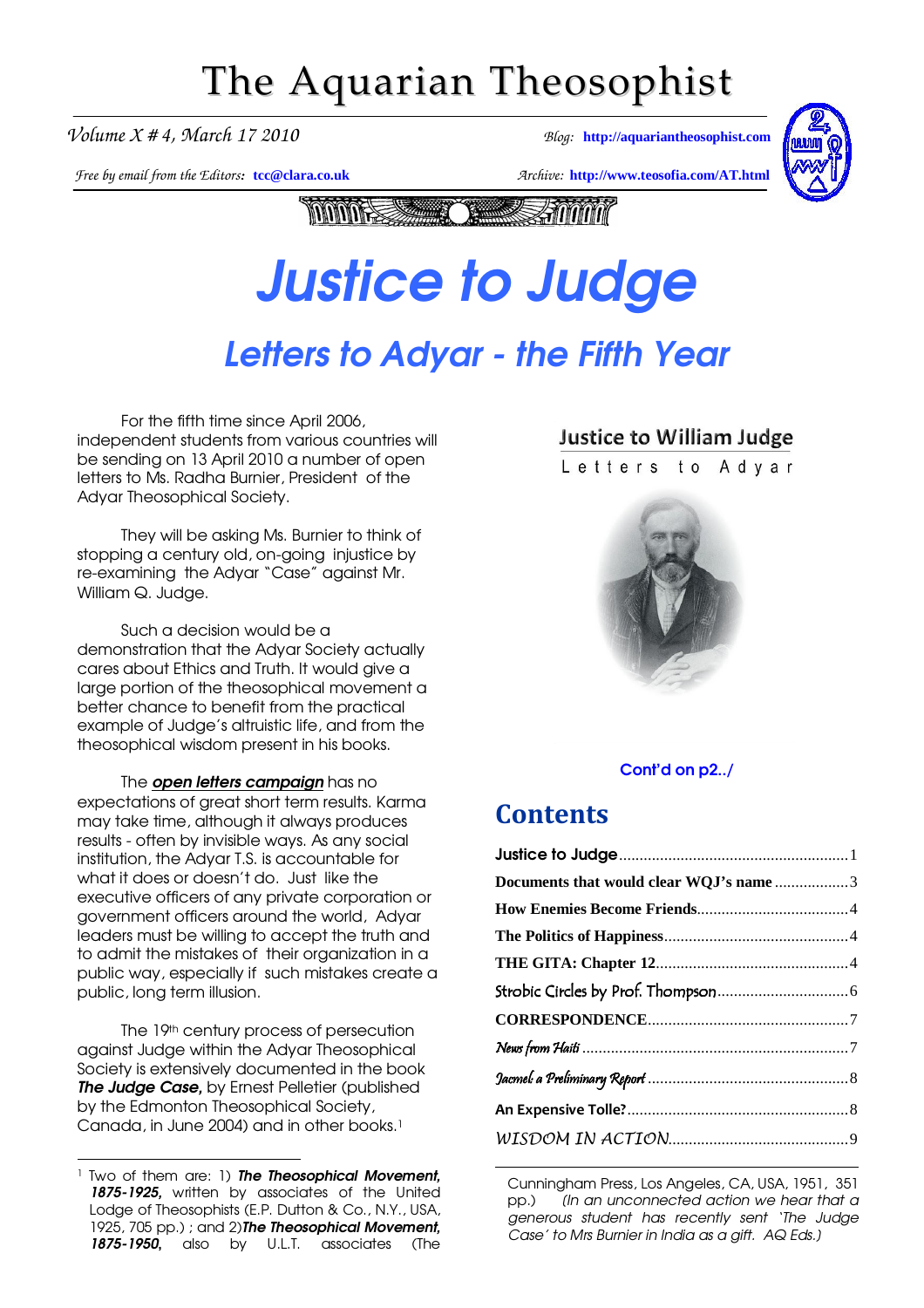# The Aquarian Theosophist

*Volume X # 4, March 17 2010* — *Blog:* **http://aquariantheosophist.com**

*Free by email from the Editors:* **tcc@clara.co.uk** — *Archive:* **http://www.teosofia.com/AT.html**

# Justice to Judge

## Letters to Adyar - the Fifth Year

For the fifth time since April 2006, independent students from various countries will be sending on 13 April 2010 a number of open letters to Ms. Radha Burnier, President of the Adyar Theosophical Society.

They will be asking Ms. Burnier to think of stopping a century old, on-going injustice by re-examining the Adyar "Case" against Mr. William Q. Judge.

Such a decision would be a demonstration that the Adyar Society actually cares about Ethics and Truth. It would give a large portion of the theosophical movement a better chance to benefit from the practical example of Judge's altruistic life, and from the theosophical wisdom present in his books.

The ***open letters campaign*** has no expectations of great short term results. Karma may take time, although it always produces results - often by invisible ways. As any social institution, the Adyar T.S. is accountable for what it does or doesn't do. Just like the executive officers of any private corporation or government officers around the world, Adyar leaders must be willing to accept the truth and to admit the mistakes of their organization in a public way, especially if such mistakes create a public, long term illusion.

The 19th century process of persecution against Judge within the Adyar Theosophical Society is extensively documented in the book ***The Judge Case,*** by Ernest Pelletier (published by the Edmonton Theosophical Society, Canada, in June 2004) and in other books.[1]

**Justice to William Judge**

Letters to Adyar

Cont'd on p2../

## Contents

| | |
|---|---|
| **Justice to Judge** | 1 |
| **Documents that would clear WQJ's name** | 3 |
| **How Enemies Become Friends** | 4 |
| **The Politics of Happiness** | 4 |
| **THE GITA: Chapter 12** | 4 |
| Strobic Circles by Prof. Thompson | 6 |
| **CORRESPONDENCE** | 7 |
| *News from Haiti* | 7 |
| *Jacmel: a Preliminary Report* | 8 |
| **An Expensive Tolle?** | 8 |
| *WISDOM IN ACTION* | 9 |

[1] Two of them are: 1) ***The Theosophical Movement, 1875-1925,*** written by associates of the United Lodge of Theosophists (E.P. Dutton & Co., N.Y., USA, 1925, 705 pp.) ; and 2) ***The Theosophical Movement, 1875-1950,*** also by U.L.T. associates (The Cunningham Press, Los Angeles, CA, USA, 1951, 351 pp.) *(In an unconnected action we hear that a generous student has recently sent 'The Judge Case' to Mrs Burnier in India as a gift. AQ Eds.)*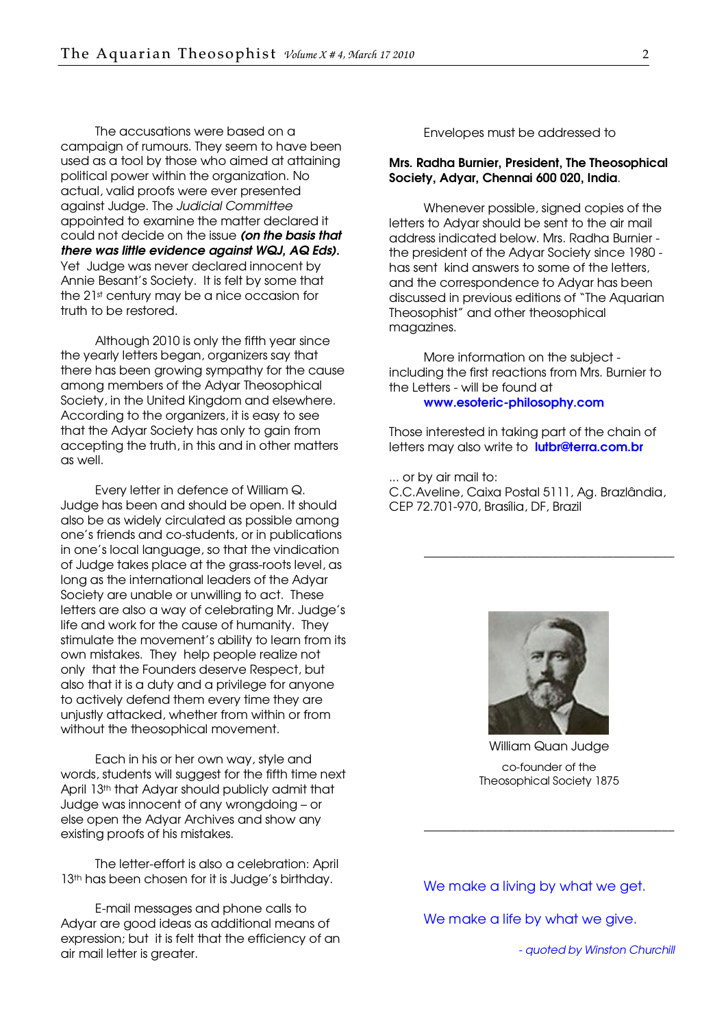The accusations were based on a campaign of rumours. They seem to have been used as a tool by those who aimed at attaining political power within the organization. No actual, valid proofs were ever presented against Judge. The *Judicial Committee* appointed to examine the matter declared it could not decide on the issue ***(on the basis that there was little evidence against WQJ, AQ Eds).*** Yet Judge was never declared innocent by Annie Besant's Society. It is felt by some that the 21st century may be a nice occasion for truth to be restored.

Although 2010 is only the fifth year since the yearly letters began, organizers say that there has been growing sympathy for the cause among members of the Adyar Theosophical Society, in the United Kingdom and elsewhere. According to the organizers, it is easy to see that the Adyar Society has only to gain from accepting the truth, in this and in other matters as well.

Every letter in defence of William Q. Judge has been and should be open. It should also be as widely circulated as possible among one's friends and co-students, or in publications in one's local language, so that the vindication of Judge takes place at the grass-roots level, as long as the international leaders of the Adyar Society are unable or unwilling to act. These letters are also a way of celebrating Mr. Judge's life and work for the cause of humanity. They stimulate the movement's ability to learn from its own mistakes. They help people realize not only that the Founders deserve Respect, but also that it is a duty and a privilege for anyone to actively defend them every time they are unjustly attacked, whether from within or from without the theosophical movement.

Each in his or her own way, style and words, students will suggest for the fifth time next April 13th that Adyar should publicly admit that Judge was innocent of any wrongdoing – or else open the Adyar Archives and show any existing proofs of his mistakes.

The letter-effort is also a celebration: April 13th has been chosen for it is Judge's birthday.

E-mail messages and phone calls to Adyar are good ideas as additional means of expression; but it is felt that the efficiency of an air mail letter is greater.

Envelopes must be addressed to

**Mrs. Radha Burnier, President, The Theosophical Society, Adyar, Chennai 600 020, India**.

Whenever possible, signed copies of the letters to Adyar should be sent to the air mail address indicated below. Mrs. Radha Burnier - the president of the Adyar Society since 1980 - has sent kind answers to some of the letters, and the correspondence to Adyar has been discussed in previous editions of "The Aquarian Theosophist" and other theosophical magazines.

More information on the subject - including the first reactions from Mrs. Burnier to the Letters - will be found at

**www.esoteric-philosophy.com**

Those interested in taking part of the chain of letters may also write to **lutbr@terra.com.br**

... or by air mail to:
C.C.Aveline, Caixa Postal 5111, Ag. Brazlândia, CEP 72.701-970, Brasília, DF, Brazil

---

William Quan Judge

co-founder of the Theosophical Society 1875

---

We make a living by what we get.

We make a life by what we give.

*- quoted by Winston Churchill*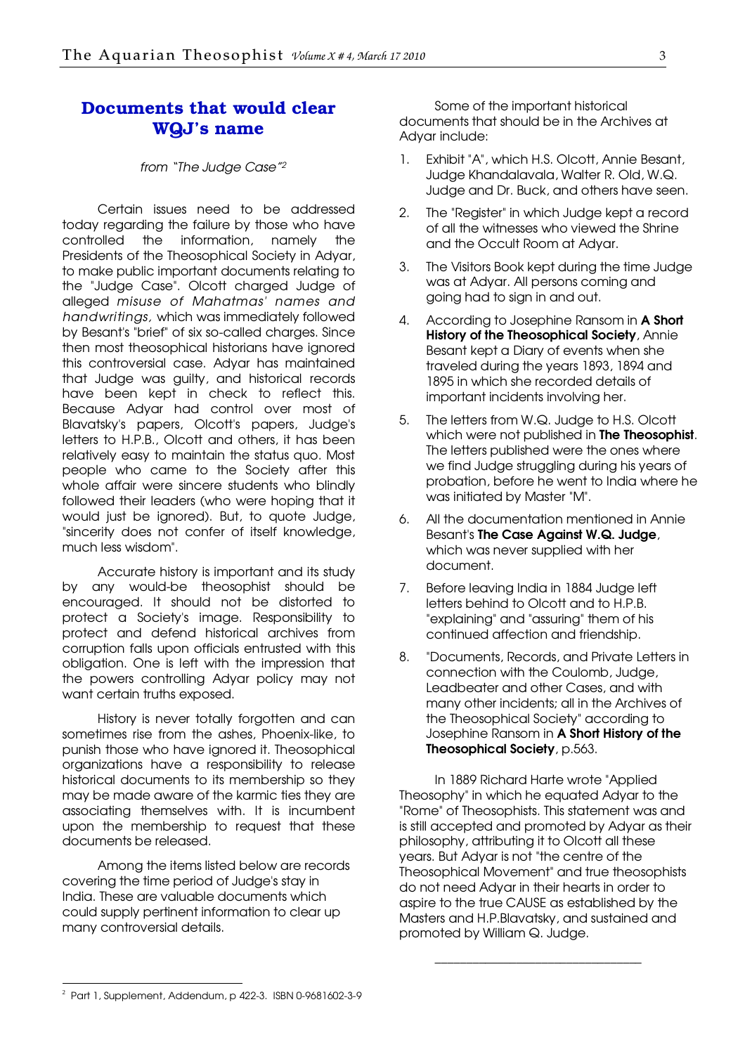## Documents that would clear WQJ's name

*from "The Judge Case"*[2]

Certain issues need to be addressed today regarding the failure by those who have controlled the information, namely the Presidents of the Theosophical Society in Adyar, to make public important documents relating to the "Judge Case". Olcott charged Judge of alleged *misuse of Mahatmas' names and handwritings,* which was immediately followed by Besant's "brief" of six so-called charges. Since then most theosophical historians have ignored this controversial case. Adyar has maintained that Judge was guilty, and historical records have been kept in check to reflect this. Because Adyar had control over most of Blavatsky's papers, Olcott's papers, Judge's letters to H.P.B., Olcott and others, it has been relatively easy to maintain the status quo. Most people who came to the Society after this whole affair were sincere students who blindly followed their leaders (who were hoping that it would just be ignored). But, to quote Judge, "sincerity does not confer of itself knowledge, much less wisdom".

Accurate history is important and its study by any would-be theosophist should be encouraged. It should not be distorted to protect a Society's image. Responsibility to protect and defend historical archives from corruption falls upon officials entrusted with this obligation. One is left with the impression that the powers controlling Adyar policy may not want certain truths exposed.

History is never totally forgotten and can sometimes rise from the ashes, Phoenix-like, to punish those who have ignored it. Theosophical organizations have a responsibility to release historical documents to its membership so they may be made aware of the karmic ties they are associating themselves with. It is incumbent upon the membership to request that these documents be released.

Among the items listed below are records covering the time period of Judge's stay in India. These are valuable documents which could supply pertinent information to clear up many controversial details.

Some of the important historical documents that should be in the Archives at Adyar include:

1. Exhibit "A", which H.S. Olcott, Annie Besant, Judge Khandalavala, Walter R. Old, W.Q. Judge and Dr. Buck, and others have seen.
2. The "Register" in which Judge kept a record of all the witnesses who viewed the Shrine and the Occult Room at Adyar.
3. The Visitors Book kept during the time Judge was at Adyar. All persons coming and going had to sign in and out.
4. According to Josephine Ransom in **A Short History of the Theosophical Society**, Annie Besant kept a Diary of events when she traveled during the years 1893, 1894 and 1895 in which she recorded details of important incidents involving her.
5. The letters from W.Q. Judge to H.S. Olcott which were not published in **The Theosophist**. The letters published were the ones where we find Judge struggling during his years of probation, before he went to India where he was initiated by Master "M".
6. All the documentation mentioned in Annie Besant's **The Case Against W.Q. Judge**, which was never supplied with her document.
7. Before leaving India in 1884 Judge left letters behind to Olcott and to H.P.B. "explaining" and "assuring" them of his continued affection and friendship.
8. "Documents, Records, and Private Letters in connection with the Coulomb, Judge, Leadbeater and other Cases, and with many other incidents; all in the Archives of the Theosophical Society" according to Josephine Ransom in **A Short History of the Theosophical Society**, p.563.

In 1889 Richard Harte wrote "Applied Theosophy" in which he equated Adyar to the "Rome" of Theosophists. This statement was and is still accepted and promoted by Adyar as their philosophy, attributing it to Olcott all these years. But Adyar is not "the centre of the Theosophical Movement" and true theosophists do not need Adyar in their hearts in order to aspire to the true CAUSE as established by the Masters and H.P.Blavatsky, and sustained and promoted by William Q. Judge.

---

[2] Part 1, Supplement, Addendum, p 422-3. ISBN 0-9681602-3-9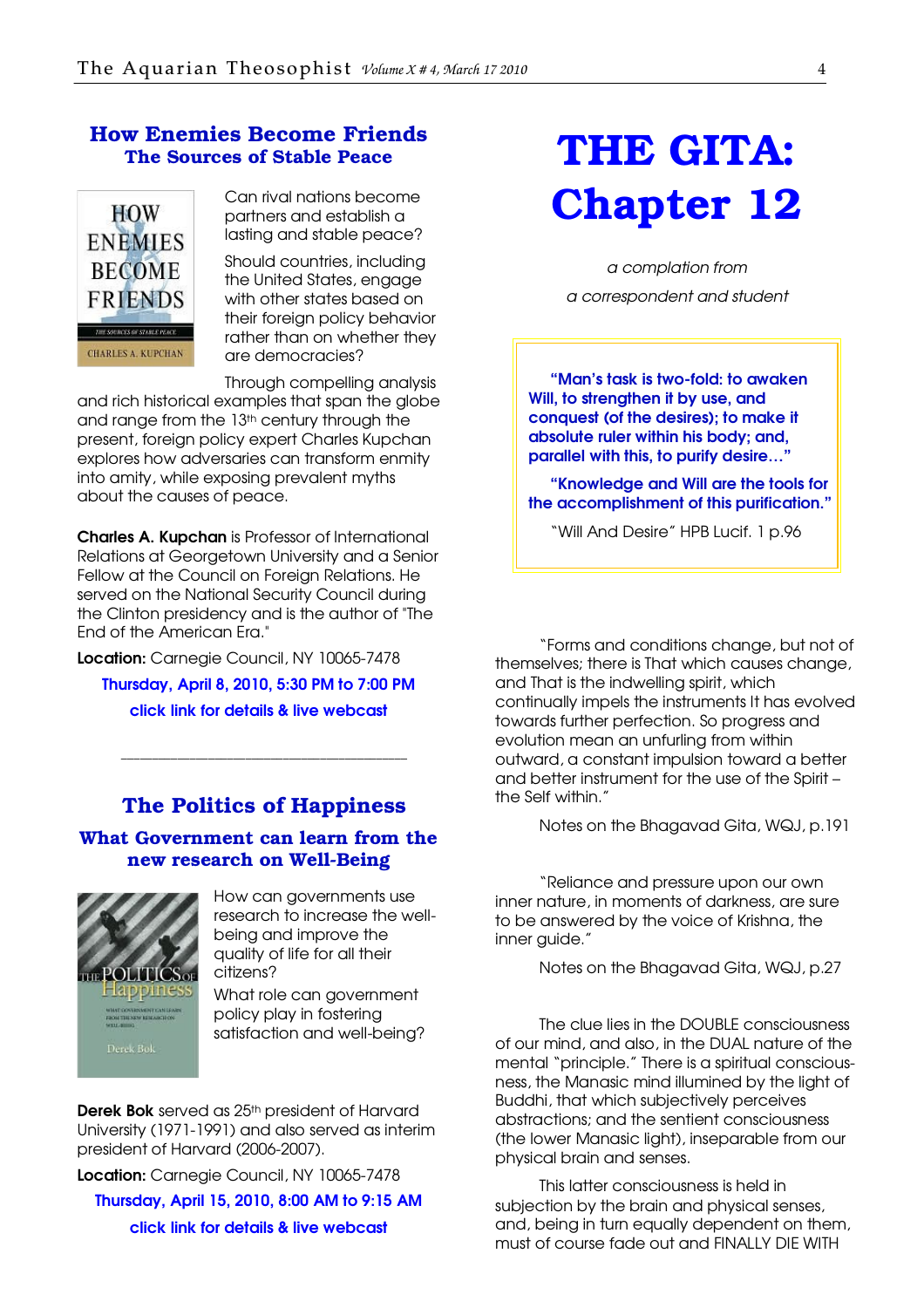## How Enemies Become Friends

### The Sources of Stable Peace

Can rival nations become partners and establish a lasting and stable peace?

Should countries, including the United States, engage with other states based on their foreign policy behavior rather than on whether they are democracies?

Through compelling analysis and rich historical examples that span the globe and range from the 13th century through the present, foreign policy expert Charles Kupchan explores how adversaries can transform enmity into amity, while exposing prevalent myths about the causes of peace.

**Charles A. Kupchan** is Professor of International Relations at Georgetown University and a Senior Fellow at the Council on Foreign Relations. He served on the National Security Council during the Clinton presidency and is the author of "The End of the American Era."

**Location:** Carnegie Council, NY 10065-7478

Thursday, April 8, 2010, 5:30 PM to 7:00 PM

click link for details & live webcast

---

## The Politics of Happiness

### What Government can learn from the new research on Well-Being

How can governments use research to increase the well-being and improve the quality of life for all their citizens?

What role can government policy play in fostering satisfaction and well-being?

**Derek Bok** served as 25th president of Harvard University (1971-1991) and also served as interim president of Harvard (2006-2007).

**Location:** Carnegie Council, NY 10065-7478

Thursday, April 15, 2010, 8:00 AM to 9:15 AM

click link for details & live webcast

# THE GITA: Chapter 12

*a complation from*

*a correspondent and student*

> **"Man's task is two-fold: to awaken Will, to strengthen it by use, and conquest (of the desires); to make it absolute ruler within his body; and, parallel with this, to purify desire…"**
>
> **"Knowledge and Will are the tools for the accomplishment of this purification."**
>
> "Will And Desire" HPB Lucif. 1 p.96

"Forms and conditions change, but not of themselves; there is That which causes change, and That is the indwelling spirit, which continually impels the instruments It has evolved towards further perfection. So progress and evolution mean an unfurling from within outward, a constant impulsion toward a better and better instrument for the use of the Spirit – the Self within."

Notes on the Bhagavad Gita, WQJ, p.191

"Reliance and pressure upon our own inner nature, in moments of darkness, are sure to be answered by the voice of Krishna, the inner guide."

Notes on the Bhagavad Gita, WQJ, p.27

The clue lies in the DOUBLE consciousness of our mind, and also, in the DUAL nature of the mental "principle." There is a spiritual consciousness, the Manasic mind illumined by the light of Buddhi, that which subjectively perceives abstractions; and the sentient consciousness (the lower Manasic light), inseparable from our physical brain and senses.

This latter consciousness is held in subjection by the brain and physical senses, and, being in turn equally dependent on them, must of course fade out and FINALLY DIE WITH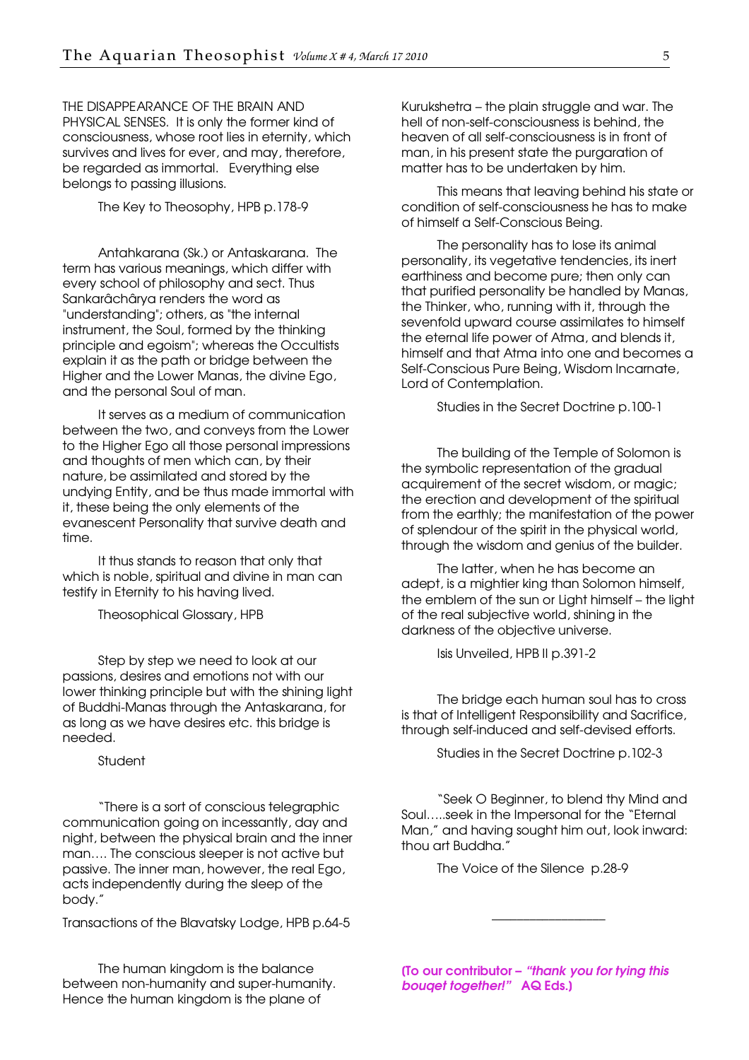THE DISAPPEARANCE OF THE BRAIN AND PHYSICAL SENSES. It is only the former kind of consciousness, whose root lies in eternity, which survives and lives for ever, and may, therefore, be regarded as immortal. Everything else belongs to passing illusions.

The Key to Theosophy, HPB p.178-9

Antahkarana (Sk.) or Antaskarana. The term has various meanings, which differ with every school of philosophy and sect. Thus Sankarâchârya renders the word as "understanding"; others, as "the internal instrument, the Soul, formed by the thinking principle and egoism"; whereas the Occultists explain it as the path or bridge between the Higher and the Lower Manas, the divine Ego, and the personal Soul of man.

It serves as a medium of communication between the two, and conveys from the Lower to the Higher Ego all those personal impressions and thoughts of men which can, by their nature, be assimilated and stored by the undying Entity, and be thus made immortal with it, these being the only elements of the evanescent Personality that survive death and time.

It thus stands to reason that only that which is noble, spiritual and divine in man can testify in Eternity to his having lived.

Theosophical Glossary, HPB

Step by step we need to look at our passions, desires and emotions not with our lower thinking principle but with the shining light of Buddhi-Manas through the Antaskarana, for as long as we have desires etc. this bridge is needed.

Student

"There is a sort of conscious telegraphic communication going on incessantly, day and night, between the physical brain and the inner man…. The conscious sleeper is not active but passive. The inner man, however, the real Ego, acts independently during the sleep of the body."

Transactions of the Blavatsky Lodge, HPB p.64-5

The human kingdom is the balance between non-humanity and super-humanity. Hence the human kingdom is the plane of Kurukshetra – the plain struggle and war. The hell of non-self-consciousness is behind, the heaven of all self-consciousness is in front of man, in his present state the purgaration of matter has to be undertaken by him.

This means that leaving behind his state or condition of self-consciousness he has to make of himself a Self-Conscious Being.

The personality has to lose its animal personality, its vegetative tendencies, its inert earthiness and become pure; then only can that purified personality be handled by Manas, the Thinker, who, running with it, through the sevenfold upward course assimilates to himself the eternal life power of Atma, and blends it, himself and that Atma into one and becomes a Self-Conscious Pure Being, Wisdom Incarnate, Lord of Contemplation.

Studies in the Secret Doctrine p.100-1

The building of the Temple of Solomon is the symbolic representation of the gradual acquirement of the secret wisdom, or magic; the erection and development of the spiritual from the earthly; the manifestation of the power of splendour of the spirit in the physical world, through the wisdom and genius of the builder.

The latter, when he has become an adept, is a mightier king than Solomon himself, the emblem of the sun or Light himself – the light of the real subjective world, shining in the darkness of the objective universe.

Isis Unveiled, HPB II p.391-2

The bridge each human soul has to cross is that of Intelligent Responsibility and Sacrifice, through self-induced and self-devised efforts.

Studies in the Secret Doctrine p.102-3

"Seek O Beginner, to blend thy Mind and Soul…..seek in the Impersonal for the "Eternal Man," and having sought him out, look inward: thou art Buddha."

The Voice of the Silence p.28-9

---

**(To our contributor – *"thank you for tying this bouqet together!"* AQ Eds.)**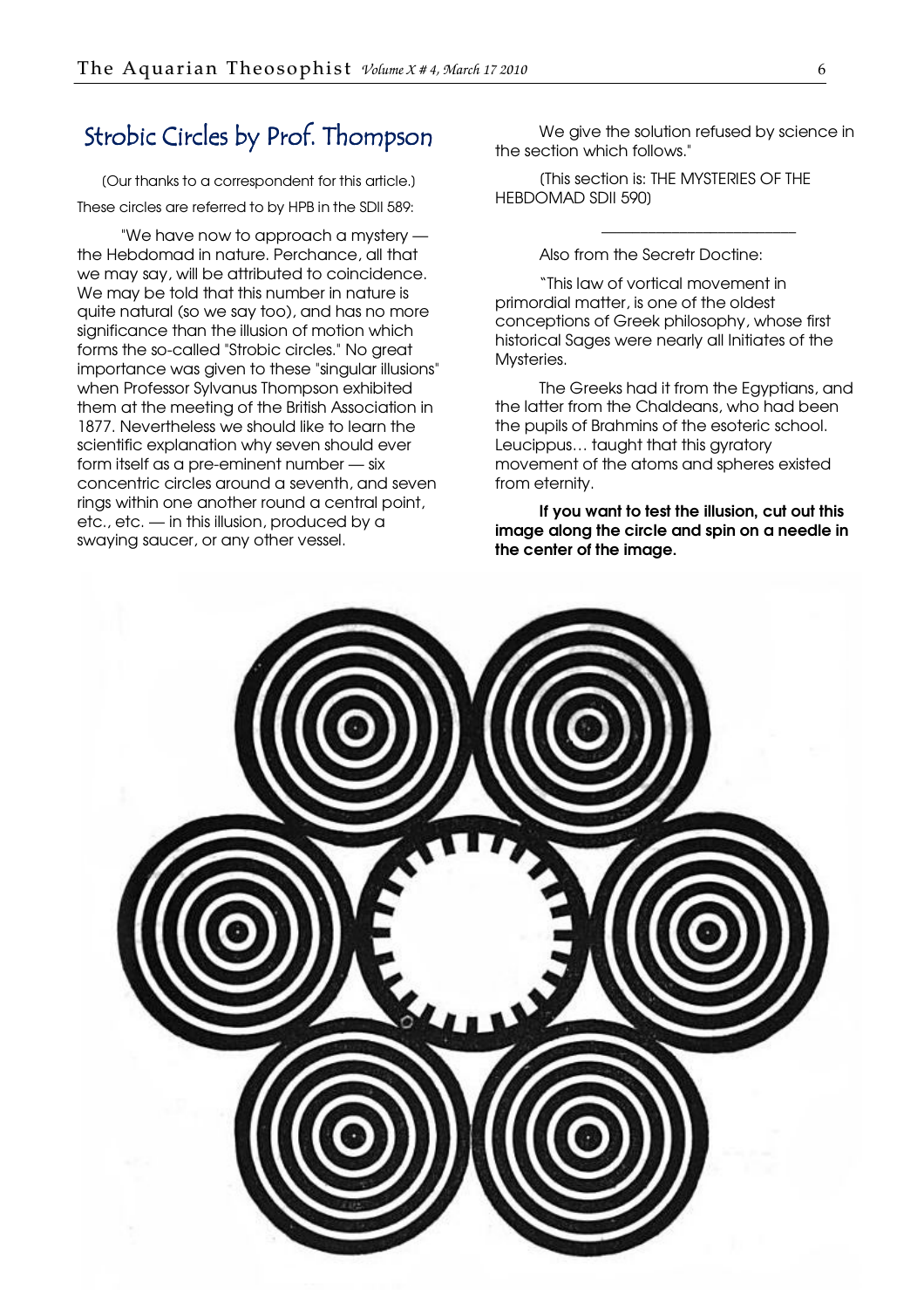# Strobic Circles by Prof. Thompson

(Our thanks to a correspondent for this article.)

These circles are referred to by HPB in the SDII 589:

"We have now to approach a mystery — the Hebdomad in nature. Perchance, all that we may say, will be attributed to coincidence. We may be told that this number in nature is quite natural (so we say too), and has no more significance than the illusion of motion which forms the so-called "Strobic circles." No great importance was given to these "singular illusions" when Professor Sylvanus Thompson exhibited them at the meeting of the British Association in 1877. Nevertheless we should like to learn the scientific explanation why seven should ever form itself as a pre-eminent number — six concentric circles around a seventh, and seven rings within one another round a central point, etc., etc. — in this illusion, produced by a swaying saucer, or any other vessel.

We give the solution refused by science in the section which follows."

(This section is: THE MYSTERIES OF THE HEBDOMAD SDII 590)

---

Also from the Secretr Doctine:

"This law of vortical movement in primordial matter, is one of the oldest conceptions of Greek philosophy, whose first historical Sages were nearly all Initiates of the Mysteries.

The Greeks had it from the Egyptians, and the latter from the Chaldeans, who had been the pupils of Brahmins of the esoteric school. Leucippus… taught that this gyratory movement of the atoms and spheres existed from eternity.

**If you want to test the illusion, cut out this image along the circle and spin on a needle in the center of the image.**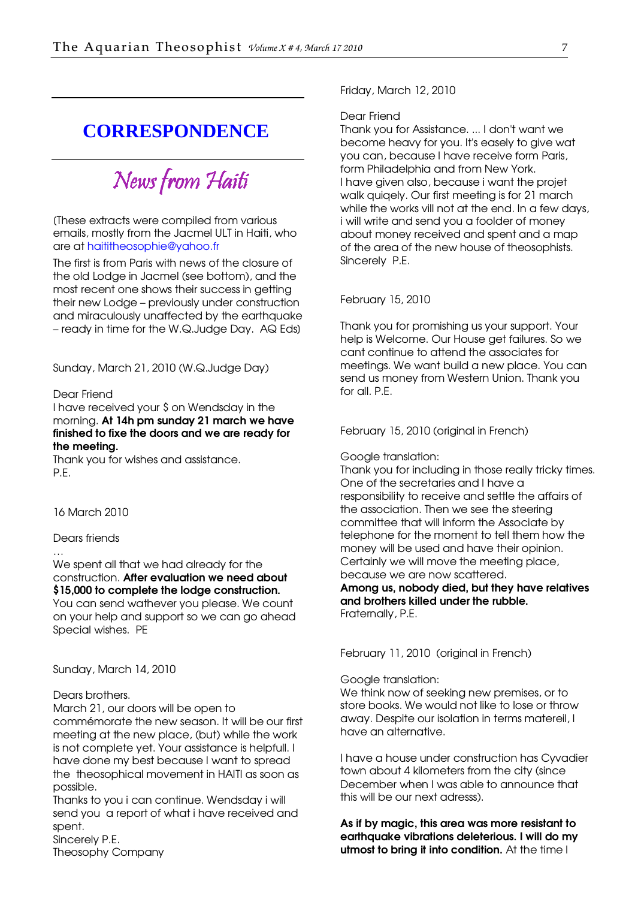## CORRESPONDENCE

### *News from Haiti*

(These extracts were compiled from various emails, mostly from the Jacmel ULT in Haiti, who are at haititheosophie@yahoo.fr

The first is from Paris with news of the closure of the old Lodge in Jacmel (see bottom), and the most recent one shows their success in getting their new Lodge – previously under construction and miraculously unaffected by the earthquake – ready in time for the W.Q.Judge Day. AQ Eds)

Sunday, March 21, 2010 (W.Q.Judge Day)

Dear Friend
I have received your $ on Wendsday in the morning. **At 14h pm sunday 21 march we have finished to fixe the doors and we are ready for the meeting.**
Thank you for wishes and assistance.
P.E.

16 March 2010

Dears friends
…
We spent all that we had already for the construction. **After evaluation we need about $15,000 to complete the lodge construction.**
You can send wathever you please. We count on your help and support so we can go ahead
Special wishes. PE

Sunday, March 14, 2010

Dears brothers.
March 21, our doors will be open to commémorate the new season. It will be our first meeting at the new place, (but) while the work is not complete yet. Your assistance is helpfull. I have done my best because I want to spread the theosophical movement in HAITI as soon as possible.
Thanks to you i can continue. Wendsday i will send you a report of what i have received and spent.
Sincerely P.E.
Theosophy Company

Friday, March 12, 2010

Dear Friend
Thank you for Assistance. ... I don't want we become heavy for you. It's easely to give wat you can, because I have receive form Paris, form Philadelphia and from New York.
I have given also, because i want the projet walk quiqely. Our first meeting is for 21 march while the works vill not at the end. In a few days, i will write and send you a foolder of money about money received and spent and a map of the area of the new house of theosophists.
Sincerely P.E.

February 15, 2010

Thank you for promishing us your support. Your help is Welcome. Our House get failures. So we cant continue to attend the associates for meetings. We want build a new place. You can send us money from Western Union. Thank you for all. P.E.

February 15, 2010 (original in French)

Google translation:
Thank you for including in those really tricky times. One of the secretaries and I have a responsibility to receive and settle the affairs of the association. Then we see the steering committee that will inform the Associate by telephone for the moment to tell them how the money will be used and have their opinion. Certainly we will move the meeting place, because we are now scattered.
**Among us, nobody died, but they have relatives and brothers killed under the rubble.**
Fraternally, P.E.

February 11, 2010 (original in French)

Google translation:
We think now of seeking new premises, or to store books. We would not like to lose or throw away. Despite our isolation in terms matereil, I have an alternative.

I have a house under construction has Cyvadier town about 4 kilometers from the city (since December when I was able to announce that this will be our next adresss).

**As if by magic, this area was more resistant to earthquake vibrations deleterious. I will do my utmost to bring it into condition.** At the time I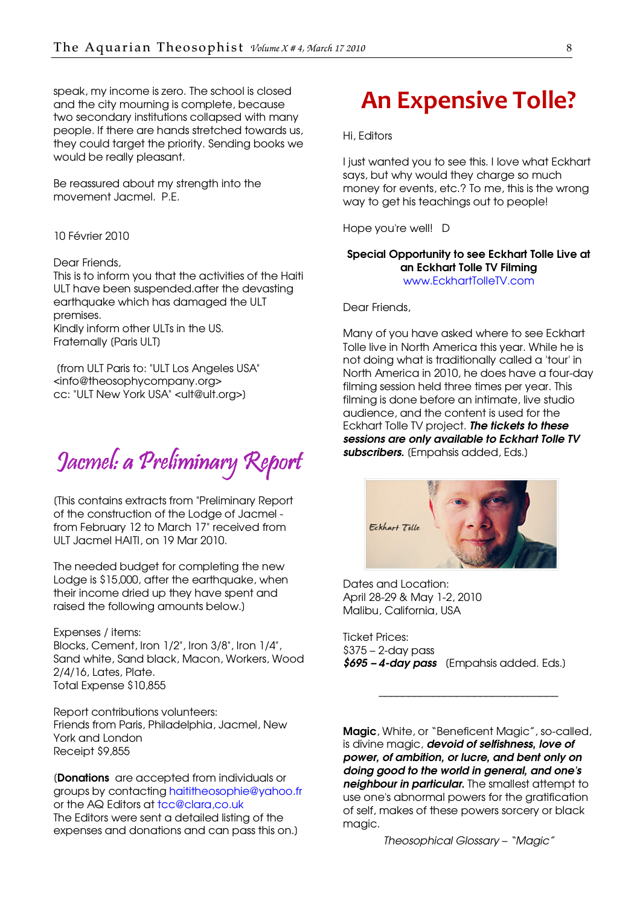speak, my income is zero. The school is closed and the city mourning is complete, because two secondary institutions collapsed with many people. If there are hands stretched towards us, they could target the priority. Sending books we would be really pleasant.

Be reassured about my strength into the movement Jacmel. P.E.

10 Février 2010

Dear Friends,
This is to inform you that the activities of the Haiti ULT have been suspended.after the devasting earthquake which has damaged the ULT premises.
Kindly inform other ULTs in the US.
Fraternally (Paris ULT)

(from ULT Paris to: "ULT Los Angeles USA" <info@theosophycompany.org>
cc: "ULT New York USA" <ult@ult.org>)

## Jacmel: a Preliminary Report

(This contains extracts from "Preliminary Report of the construction of the Lodge of Jacmel - from February 12 to March 17" received from ULT Jacmel HAITI, on 19 Mar 2010.

The needed budget for completing the new Lodge is $15,000, after the earthquake, when their income dried up they have spent and raised the following amounts below.)

Expenses / items:
Blocks, Cement, Iron 1/2", Iron 3/8", Iron 1/4", Sand white, Sand black, Macon, Workers, Wood 2/4/16, Lates, Plate.
Total Expense $10,855

Report contributions volunteers:
Friends from Paris, Philadelphia, Jacmel, New York and London
Receipt $9,855

(**Donations** are accepted from individuals or groups by contacting haititheosophie@yahoo.fr or the AQ Editors at tcc@clara,co.uk
The Editors were sent a detailed listing of the expenses and donations and can pass this on.)

# An Expensive Tolle?

Hi, Editors

I just wanted you to see this. I love what Eckhart says, but why would they charge so much money for events, etc.? To me, this is the wrong way to get his teachings out to people!

Hope you're well! D

**Special Opportunity to see Eckhart Tolle Live at an Eckhart Tolle TV Filming**
www.EckhartTolleTV.com

Dear Friends,

Many of you have asked where to see Eckhart Tolle live in North America this year. While he is not doing what is traditionally called a 'tour' in North America in 2010, he does have a four-day filming session held three times per year. This filming is done before an intimate, live studio audience, and the content is used for the Eckhart Tolle TV project. ***The tickets to these sessions are only available to Eckhart Tolle TV subscribers.*** (Empahsis added, Eds.)

Dates and Location:
April 28-29 & May 1-2, 2010
Malibu, California, USA

Ticket Prices:
$375 – 2-day pass
***$695 – 4-day pass*** (Empahsis added. Eds.)

---

**Magic**, White, or "Beneficent Magic", so-called, is divine magic, ***devoid of selfishness, love of power, of ambition, or lucre, and bent only on doing good to the world in general, and one's neighbour in particular.*** The smallest attempt to use one's abnormal powers for the gratification of self, makes of these powers sorcery or black magic.

*Theosophical Glossary – "Magic"*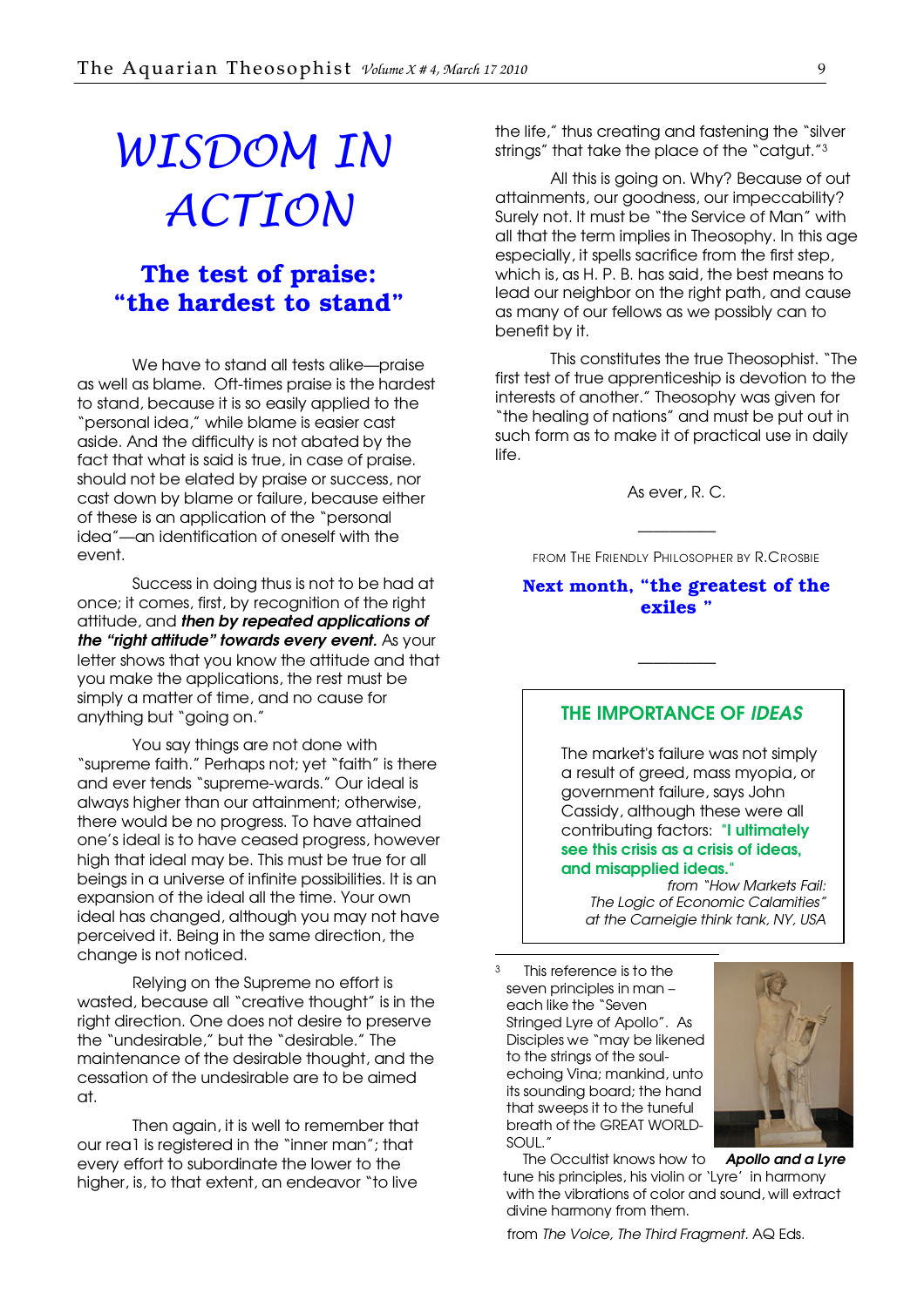# WISDOM IN ACTION

## The test of praise: "the hardest to stand"

We have to stand all tests alike—praise as well as blame. Oft-times praise is the hardest to stand, because it is so easily applied to the "personal idea," while blame is easier cast aside. And the difficulty is not abated by the fact that what is said is true, in case of praise. should not be elated by praise or success, nor cast down by blame or failure, because either of these is an application of the "personal idea"—an identification of oneself with the event.

Success in doing thus is not to be had at once; it comes, first, by recognition of the right attitude, and ***then by repeated applications of the "right attitude" towards every event.*** As your letter shows that you know the attitude and that you make the applications, the rest must be simply a matter of time, and no cause for anything but "going on."

You say things are not done with "supreme faith." Perhaps not; yet "faith" is there and ever tends "supreme-wards." Our ideal is always higher than our attainment; otherwise, there would be no progress. To have attained one's ideal is to have ceased progress, however high that ideal may be. This must be true for all beings in a universe of infinite possibilities. It is an expansion of the ideal all the time. Your own ideal has changed, although you may not have perceived it. Being in the same direction, the change is not noticed.

Relying on the Supreme no effort is wasted, because all "creative thought" is in the right direction. One does not desire to preserve the "undesirable," but the "desirable." The maintenance of the desirable thought, and the cessation of the undesirable are to be aimed at.

Then again, it is well to remember that our rea1 is registered in the "inner man"; that every effort to subordinate the lower to the higher, is, to that extent, an endeavor "to live the life," thus creating and fastening the "silver strings" that take the place of the "catgut."[3]

All this is going on. Why? Because of out attainments, our goodness, our impeccability? Surely not. It must be "the Service of Man" with all that the term implies in Theosophy. In this age especially, it spells sacrifice from the first step, which is, as H. P. B. has said, the best means to lead our neighbor on the right path, and cause as many of our fellows as we possibly can to benefit by it.

This constitutes the true Theosophist. "The first test of true apprenticeship is devotion to the interests of another." Theosophy was given for "the healing of nations" and must be put out in such form as to make it of practical use in daily life.

As ever, R. C.

---

FROM THE FRIENDLY PHILOSOPHER BY R.CROSBIE

**Next month, "the greatest of the exiles "**

---

### THE IMPORTANCE OF *IDEAS*

The market's failure was not simply a result of greed, mass myopia, or government failure, says John Cassidy, although these were all contributing factors: **"I ultimately see this crisis as a crisis of ideas, and misapplied ideas."**

*from "How Markets Fail: The Logic of Economic Calamities" at the Carneigie think tank, NY, USA*

---

[3] This reference is to the seven principles in man – each like the "Seven Stringed Lyre of Apollo". As Disciples we "may be likened to the strings of the soul-echoing Vina; mankind, unto its sounding board; the hand that sweeps it to the tuneful breath of the GREAT WORLD-SOUL."

The Occultist knows how to tune his principles, his violin or 'Lyre' in harmony with the vibrations of color and sound, will extract divine harmony from them.

from *The Voice, The Third Fragment.* AQ Eds.

***Apollo and a Lyre***